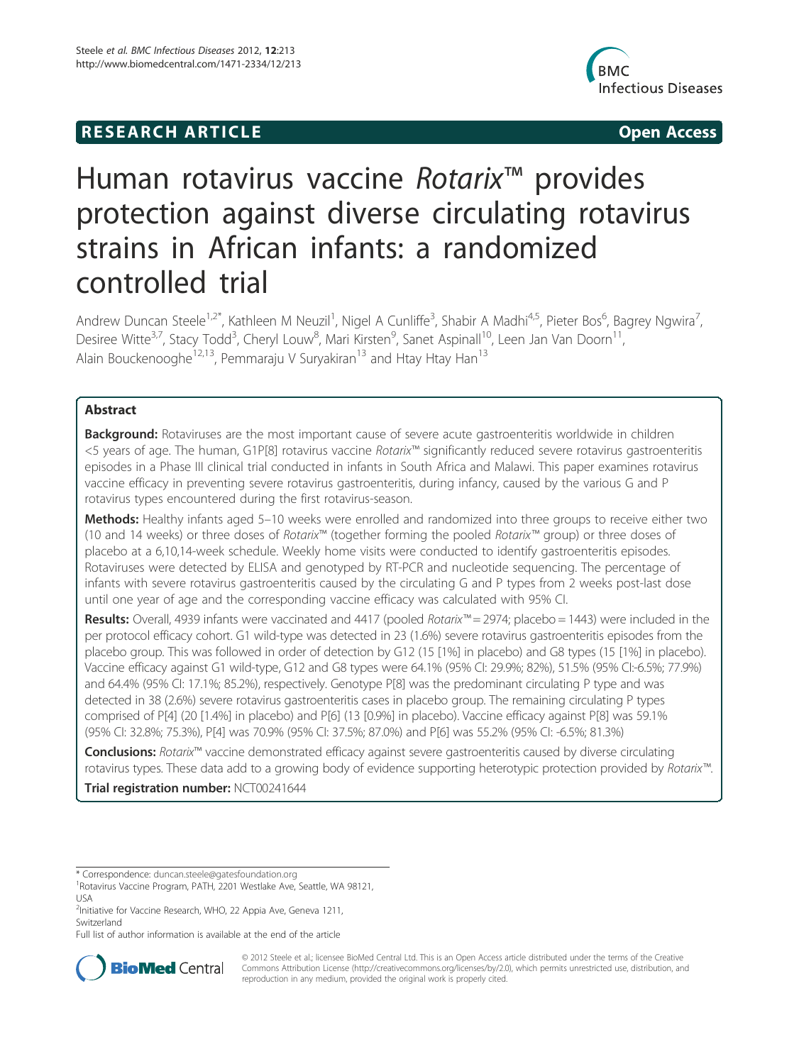**RESEARCH ARTICLE** **Open Access**

# Human rotavirus vaccine *Rotarix*™ provides protection against diverse circulating rotavirus strains in African infants: a randomized controlled trial

Andrew Duncan Steele[1,2*], Kathleen M Neuzil[1], Nigel A Cunliffe[3], Shabir A Madhi[4,5], Pieter Bos[6], Bagrey Ngwira[7], Desiree Witte[3,7], Stacy Todd[3], Cheryl Louw[8], Mari Kirsten[9], Sanet Aspinall[10], Leen Jan Van Doorn[11], Alain Bouckenooghe[12,13], Pemmaraju V Suryakiran[13] and Htay Htay Han[13]

## Abstract

**Background:** Rotaviruses are the most important cause of severe acute gastroenteritis worldwide in children <5 years of age. The human, G1P[8] rotavirus vaccine *Rotarix*™ significantly reduced severe rotavirus gastroenteritis episodes in a Phase III clinical trial conducted in infants in South Africa and Malawi. This paper examines rotavirus vaccine efficacy in preventing severe rotavirus gastroenteritis, during infancy, caused by the various G and P rotavirus types encountered during the first rotavirus-season.

**Methods:** Healthy infants aged 5–10 weeks were enrolled and randomized into three groups to receive either two (10 and 14 weeks) or three doses of *Rotarix*™ (together forming the pooled *Rotarix*™ group) or three doses of placebo at a 6,10,14-week schedule. Weekly home visits were conducted to identify gastroenteritis episodes. Rotaviruses were detected by ELISA and genotyped by RT-PCR and nucleotide sequencing. The percentage of infants with severe rotavirus gastroenteritis caused by the circulating G and P types from 2 weeks post-last dose until one year of age and the corresponding vaccine efficacy was calculated with 95% CI.

**Results:** Overall, 4939 infants were vaccinated and 4417 (pooled *Rotarix*™ = 2974; placebo = 1443) were included in the per protocol efficacy cohort. G1 wild-type was detected in 23 (1.6%) severe rotavirus gastroenteritis episodes from the placebo group. This was followed in order of detection by G12 (15 [1%] in placebo) and G8 types (15 [1%] in placebo). Vaccine efficacy against G1 wild-type, G12 and G8 types were 64.1% (95% CI: 29.9%; 82%), 51.5% (95% CI:-6.5%; 77.9%) and 64.4% (95% CI: 17.1%; 85.2%), respectively. Genotype P[8] was the predominant circulating P type and was detected in 38 (2.6%) severe rotavirus gastroenteritis cases in placebo group. The remaining circulating P types comprised of P[4] (20 [1.4%] in placebo) and P[6] (13 [0.9%] in placebo). Vaccine efficacy against P[8] was 59.1% (95% CI: 32.8%; 75.3%), P[4] was 70.9% (95% CI: 37.5%; 87.0%) and P[6] was 55.2% (95% CI: -6.5%; 81.3%)

**Conclusions:** *Rotarix*™ vaccine demonstrated efficacy against severe gastroenteritis caused by diverse circulating rotavirus types. These data add to a growing body of evidence supporting heterotypic protection provided by *Rotarix*™.

**Trial registration number:** NCT00241644

---

\* Correspondence: duncan.steele@gatesfoundation.org
[1]Rotavirus Vaccine Program, PATH, 2201 Westlake Ave, Seattle, WA 98121, USA
[2]Initiative for Vaccine Research, WHO, 22 Appia Ave, Geneva 1211, Switzerland
Full list of author information is available at the end of the article

© 2012 Steele et al.; licensee BioMed Central Ltd. This is an Open Access article distributed under the terms of the Creative Commons Attribution License (http://creativecommons.org/licenses/by/2.0), which permits unrestricted use, distribution, and reproduction in any medium, provided the original work is properly cited.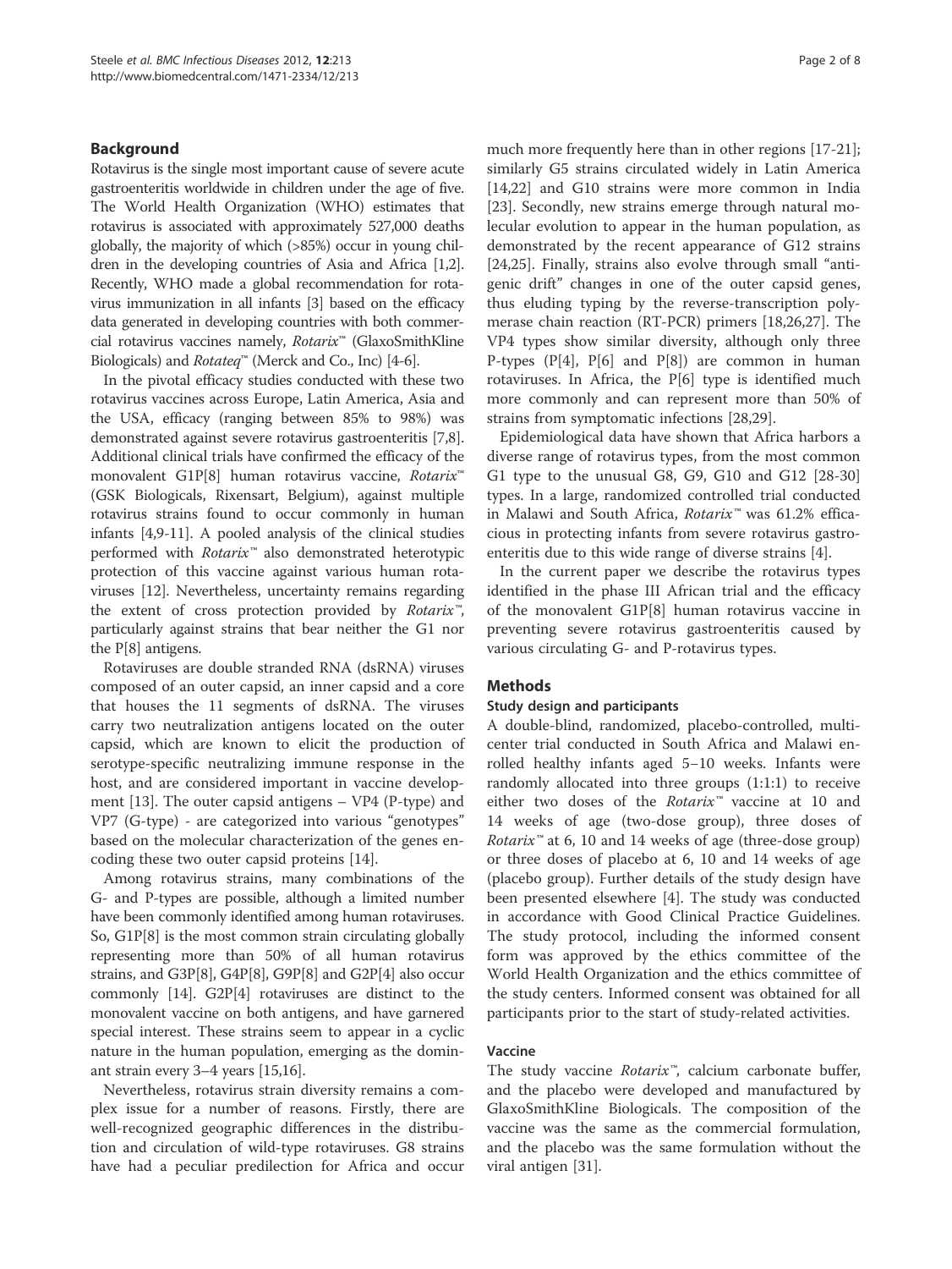## Background

Rotavirus is the single most important cause of severe acute gastroenteritis worldwide in children under the age of five. The World Health Organization (WHO) estimates that rotavirus is associated with approximately 527,000 deaths globally, the majority of which (>85%) occur in young children in the developing countries of Asia and Africa [1,2]. Recently, WHO made a global recommendation for rotavirus immunization in all infants [3] based on the efficacy data generated in developing countries with both commercial rotavirus vaccines namely, *Rotarix*™ (GlaxoSmithKline Biologicals) and *Rotateq*™ (Merck and Co., Inc) [4-6].

In the pivotal efficacy studies conducted with these two rotavirus vaccines across Europe, Latin America, Asia and the USA, efficacy (ranging between 85% to 98%) was demonstrated against severe rotavirus gastroenteritis [7,8]. Additional clinical trials have confirmed the efficacy of the monovalent G1P[8] human rotavirus vaccine, *Rotarix*™ (GSK Biologicals, Rixensart, Belgium), against multiple rotavirus strains found to occur commonly in human infants [4,9-11]. A pooled analysis of the clinical studies performed with *Rotarix*™ also demonstrated heterotypic protection of this vaccine against various human rotaviruses [12]. Nevertheless, uncertainty remains regarding the extent of cross protection provided by *Rotarix*™, particularly against strains that bear neither the G1 nor the P[8] antigens.

Rotaviruses are double stranded RNA (dsRNA) viruses composed of an outer capsid, an inner capsid and a core that houses the 11 segments of dsRNA. The viruses carry two neutralization antigens located on the outer capsid, which are known to elicit the production of serotype-specific neutralizing immune response in the host, and are considered important in vaccine development [13]. The outer capsid antigens – VP4 (P-type) and VP7 (G-type) - are categorized into various "genotypes" based on the molecular characterization of the genes encoding these two outer capsid proteins [14].

Among rotavirus strains, many combinations of the G- and P-types are possible, although a limited number have been commonly identified among human rotaviruses. So, G1P[8] is the most common strain circulating globally representing more than 50% of all human rotavirus strains, and G3P[8], G4P[8], G9P[8] and G2P[4] also occur commonly [14]. G2P[4] rotaviruses are distinct to the monovalent vaccine on both antigens, and have garnered special interest. These strains seem to appear in a cyclic nature in the human population, emerging as the dominant strain every 3–4 years [15,16].

Nevertheless, rotavirus strain diversity remains a complex issue for a number of reasons. Firstly, there are well-recognized geographic differences in the distribution and circulation of wild-type rotaviruses. G8 strains have had a peculiar predilection for Africa and occur much more frequently here than in other regions [17-21]; similarly G5 strains circulated widely in Latin America [14,22] and G10 strains were more common in India [23]. Secondly, new strains emerge through natural molecular evolution to appear in the human population, as demonstrated by the recent appearance of G12 strains [24,25]. Finally, strains also evolve through small "antigenic drift" changes in one of the outer capsid genes, thus eluding typing by the reverse-transcription polymerase chain reaction (RT-PCR) primers [18,26,27]. The VP4 types show similar diversity, although only three P-types (P[4], P[6] and P[8]) are common in human rotaviruses. In Africa, the P[6] type is identified much more commonly and can represent more than 50% of strains from symptomatic infections [28,29].

Epidemiological data have shown that Africa harbors a diverse range of rotavirus types, from the most common G1 type to the unusual G8, G9, G10 and G12 [28-30] types. In a large, randomized controlled trial conducted in Malawi and South Africa, *Rotarix*™ was 61.2% efficacious in protecting infants from severe rotavirus gastroenteritis due to this wide range of diverse strains [4].

In the current paper we describe the rotavirus types identified in the phase III African trial and the efficacy of the monovalent G1P[8] human rotavirus vaccine in preventing severe rotavirus gastroenteritis caused by various circulating G- and P-rotavirus types.

## Methods

### Study design and participants

A double-blind, randomized, placebo-controlled, multicenter trial conducted in South Africa and Malawi enrolled healthy infants aged 5–10 weeks. Infants were randomly allocated into three groups (1:1:1) to receive either two doses of the *Rotarix*™ vaccine at 10 and 14 weeks of age (two-dose group), three doses of *Rotarix*™ at 6, 10 and 14 weeks of age (three-dose group) or three doses of placebo at 6, 10 and 14 weeks of age (placebo group). Further details of the study design have been presented elsewhere [4]. The study was conducted in accordance with Good Clinical Practice Guidelines. The study protocol, including the informed consent form was approved by the ethics committee of the World Health Organization and the ethics committee of the study centers. Informed consent was obtained for all participants prior to the start of study-related activities.

### Vaccine

The study vaccine *Rotarix*™, calcium carbonate buffer, and the placebo were developed and manufactured by GlaxoSmithKline Biologicals. The composition of the vaccine was the same as the commercial formulation, and the placebo was the same formulation without the viral antigen [31].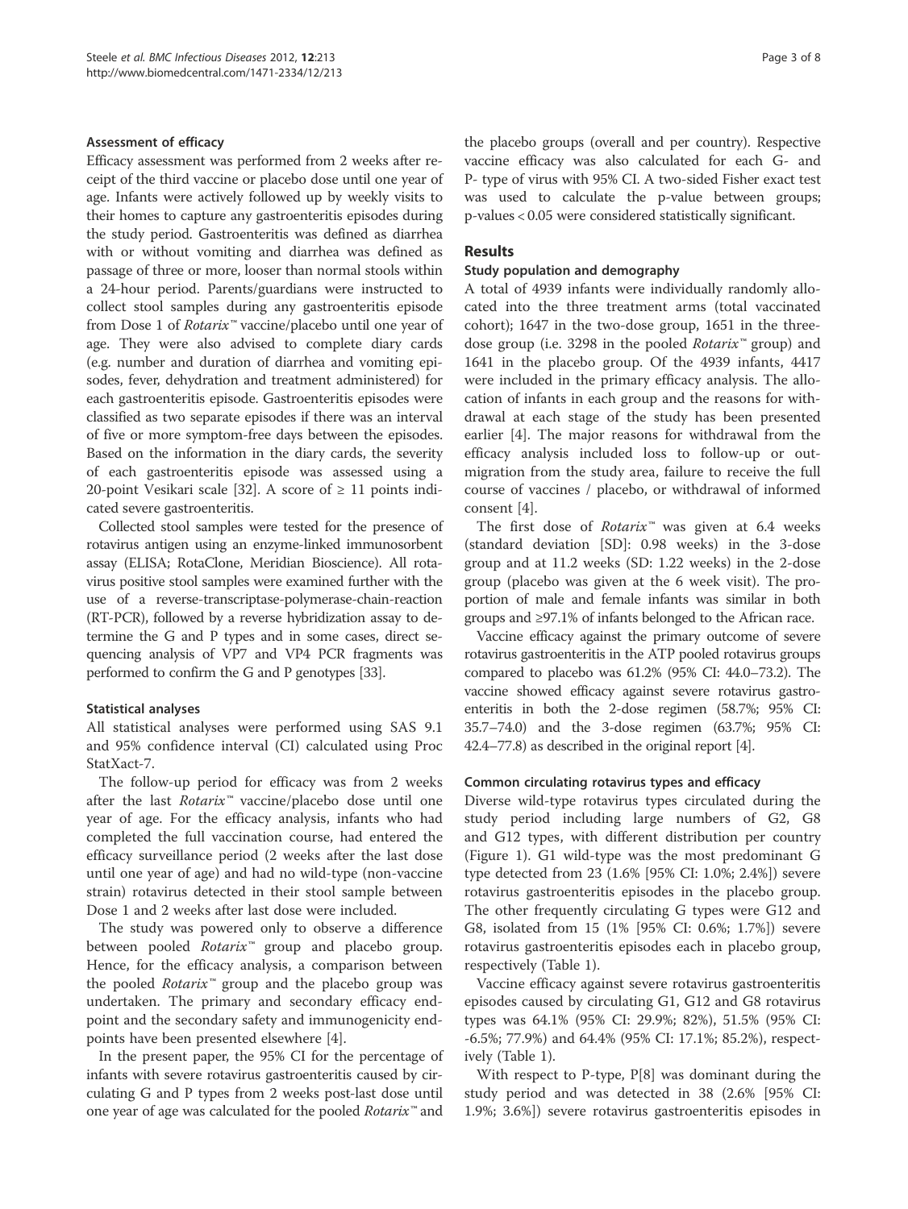### Assessment of efficacy

Efficacy assessment was performed from 2 weeks after receipt of the third vaccine or placebo dose until one year of age. Infants were actively followed up by weekly visits to their homes to capture any gastroenteritis episodes during the study period. Gastroenteritis was defined as diarrhea with or without vomiting and diarrhea was defined as passage of three or more, looser than normal stools within a 24-hour period. Parents/guardians were instructed to collect stool samples during any gastroenteritis episode from Dose 1 of *Rotarix*™ vaccine/placebo until one year of age. They were also advised to complete diary cards (e.g. number and duration of diarrhea and vomiting episodes, fever, dehydration and treatment administered) for each gastroenteritis episode. Gastroenteritis episodes were classified as two separate episodes if there was an interval of five or more symptom-free days between the episodes. Based on the information in the diary cards, the severity of each gastroenteritis episode was assessed using a 20-point Vesikari scale [32]. A score of ≥ 11 points indicated severe gastroenteritis.

Collected stool samples were tested for the presence of rotavirus antigen using an enzyme-linked immunosorbent assay (ELISA; RotaClone, Meridian Bioscience). All rotavirus positive stool samples were examined further with the use of a reverse-transcriptase-polymerase-chain-reaction (RT-PCR), followed by a reverse hybridization assay to determine the G and P types and in some cases, direct sequencing analysis of VP7 and VP4 PCR fragments was performed to confirm the G and P genotypes [33].

### Statistical analyses

All statistical analyses were performed using SAS 9.1 and 95% confidence interval (CI) calculated using Proc StatXact-7.

The follow-up period for efficacy was from 2 weeks after the last *Rotarix*™ vaccine/placebo dose until one year of age. For the efficacy analysis, infants who had completed the full vaccination course, had entered the efficacy surveillance period (2 weeks after the last dose until one year of age) and had no wild-type (non-vaccine strain) rotavirus detected in their stool sample between Dose 1 and 2 weeks after last dose were included.

The study was powered only to observe a difference between pooled *Rotarix*™ group and placebo group. Hence, for the efficacy analysis, a comparison between the pooled *Rotarix*™ group and the placebo group was undertaken. The primary and secondary efficacy endpoint and the secondary safety and immunogenicity endpoints have been presented elsewhere [4].

In the present paper, the 95% CI for the percentage of infants with severe rotavirus gastroenteritis caused by circulating G and P types from 2 weeks post-last dose until one year of age was calculated for the pooled *Rotarix*™ and the placebo groups (overall and per country). Respective vaccine efficacy was also calculated for each G- and P- type of virus with 95% CI. A two-sided Fisher exact test was used to calculate the p-value between groups; p-values < 0.05 were considered statistically significant.

## Results

### Study population and demography

A total of 4939 infants were individually randomly allocated into the three treatment arms (total vaccinated cohort); 1647 in the two-dose group, 1651 in the three-dose group (i.e. 3298 in the pooled *Rotarix*™ group) and 1641 in the placebo group. Of the 4939 infants, 4417 were included in the primary efficacy analysis. The allocation of infants in each group and the reasons for withdrawal at each stage of the study has been presented earlier [4]. The major reasons for withdrawal from the efficacy analysis included loss to follow-up or out-migration from the study area, failure to receive the full course of vaccines / placebo, or withdrawal of informed consent [4].

The first dose of *Rotarix*™ was given at 6.4 weeks (standard deviation [SD]: 0.98 weeks) in the 3-dose group and at 11.2 weeks (SD: 1.22 weeks) in the 2-dose group (placebo was given at the 6 week visit). The proportion of male and female infants was similar in both groups and ≥97.1% of infants belonged to the African race.

Vaccine efficacy against the primary outcome of severe rotavirus gastroenteritis in the ATP pooled rotavirus groups compared to placebo was 61.2% (95% CI: 44.0–73.2). The vaccine showed efficacy against severe rotavirus gastroenteritis in both the 2-dose regimen (58.7%; 95% CI: 35.7–74.0) and the 3-dose regimen (63.7%; 95% CI: 42.4–77.8) as described in the original report [4].

### Common circulating rotavirus types and efficacy

Diverse wild-type rotavirus types circulated during the study period including large numbers of G2, G8 and G12 types, with different distribution per country (Figure 1). G1 wild-type was the most predominant G type detected from 23 (1.6% [95% CI: 1.0%; 2.4%]) severe rotavirus gastroenteritis episodes in the placebo group. The other frequently circulating G types were G12 and G8, isolated from 15 (1% [95% CI: 0.6%; 1.7%]) severe rotavirus gastroenteritis episodes each in placebo group, respectively (Table 1).

Vaccine efficacy against severe rotavirus gastroenteritis episodes caused by circulating G1, G12 and G8 rotavirus types was 64.1% (95% CI: 29.9%; 82%), 51.5% (95% CI: -6.5%; 77.9%) and 64.4% (95% CI: 17.1%; 85.2%), respectively (Table 1).

With respect to P-type, P[8] was dominant during the study period and was detected in 38 (2.6% [95% CI: 1.9%; 3.6%]) severe rotavirus gastroenteritis episodes in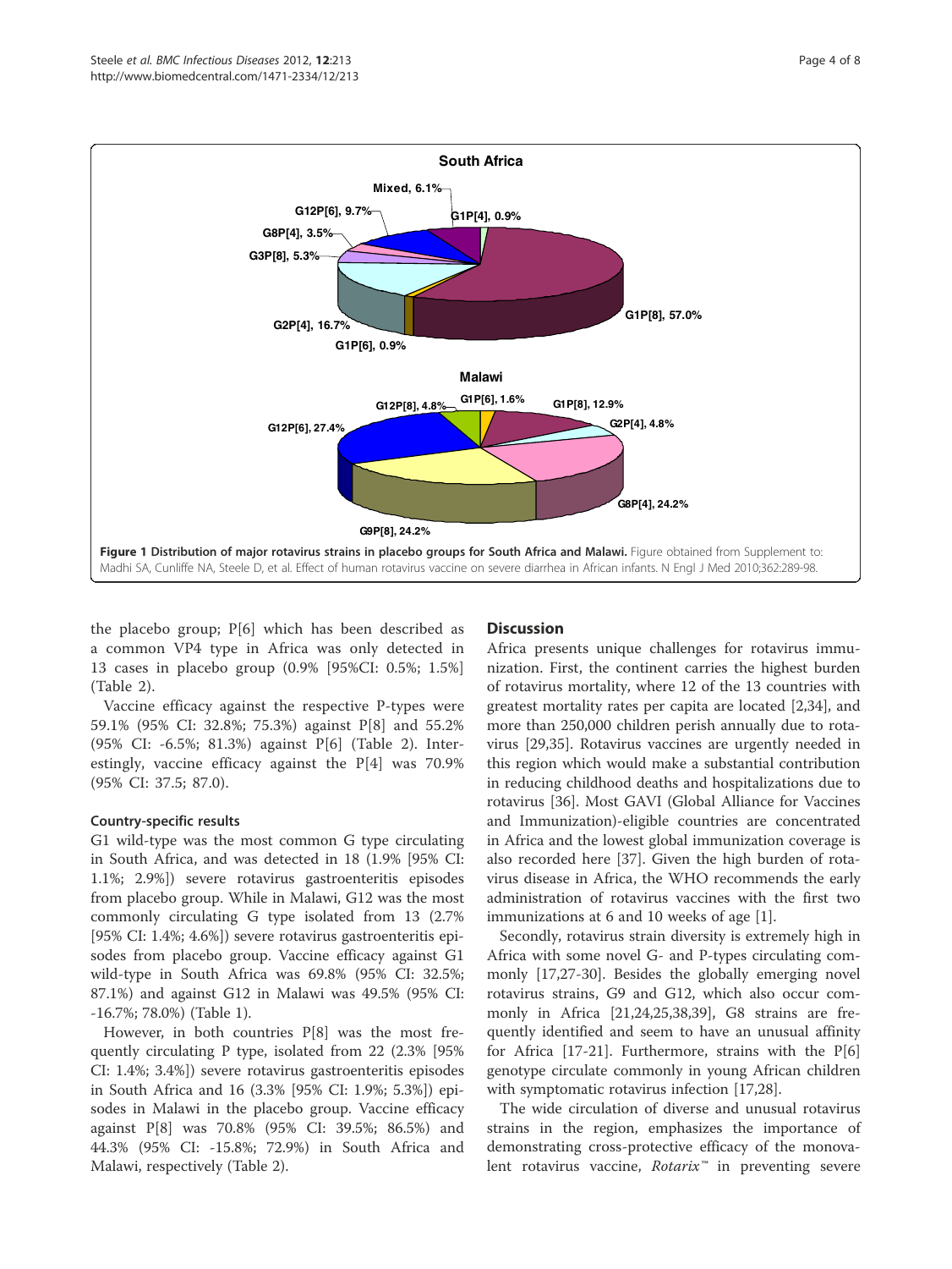**Figure 1 Distribution of major rotavirus strains in placebo groups for South Africa and Malawi.** Figure obtained from Supplement to: Madhi SA, Cunliffe NA, Steele D, et al. Effect of human rotavirus vaccine on severe diarrhea in African infants. N Engl J Med 2010;362:289-98.

the placebo group; P[6] which has been described as a common VP4 type in Africa was only detected in 13 cases in placebo group (0.9% [95%CI: 0.5%; 1.5%] (Table 2).

Vaccine efficacy against the respective P-types were 59.1% (95% CI: 32.8%; 75.3%) against P[8] and 55.2% (95% CI: -6.5%; 81.3%) against P[6] (Table 2). Interestingly, vaccine efficacy against the P[4] was 70.9% (95% CI: 37.5; 87.0).

### Country-specific results

G1 wild-type was the most common G type circulating in South Africa, and was detected in 18 (1.9% [95% CI: 1.1%; 2.9%]) severe rotavirus gastroenteritis episodes from placebo group. While in Malawi, G12 was the most commonly circulating G type isolated from 13 (2.7% [95% CI: 1.4%; 4.6%]) severe rotavirus gastroenteritis episodes from placebo group. Vaccine efficacy against G1 wild-type in South Africa was 69.8% (95% CI: 32.5%; 87.1%) and against G12 in Malawi was 49.5% (95% CI: -16.7%; 78.0%) (Table 1).

However, in both countries P[8] was the most frequently circulating P type, isolated from 22 (2.3% [95% CI: 1.4%; 3.4%]) severe rotavirus gastroenteritis episodes in South Africa and 16 (3.3% [95% CI: 1.9%; 5.3%]) episodes in Malawi in the placebo group. Vaccine efficacy against P[8] was 70.8% (95% CI: 39.5%; 86.5%) and 44.3% (95% CI: -15.8%; 72.9%) in South Africa and Malawi, respectively (Table 2).

## Discussion

Africa presents unique challenges for rotavirus immunization. First, the continent carries the highest burden of rotavirus mortality, where 12 of the 13 countries with greatest mortality rates per capita are located [2,34], and more than 250,000 children perish annually due to rotavirus [29,35]. Rotavirus vaccines are urgently needed in this region which would make a substantial contribution in reducing childhood deaths and hospitalizations due to rotavirus [36]. Most GAVI (Global Alliance for Vaccines and Immunization)-eligible countries are concentrated in Africa and the lowest global immunization coverage is also recorded here [37]. Given the high burden of rotavirus disease in Africa, the WHO recommends the early administration of rotavirus vaccines with the first two immunizations at 6 and 10 weeks of age [1].

Secondly, rotavirus strain diversity is extremely high in Africa with some novel G- and P-types circulating commonly [17,27-30]. Besides the globally emerging novel rotavirus strains, G9 and G12, which also occur commonly in Africa [21,24,25,38,39], G8 strains are frequently identified and seem to have an unusual affinity for Africa [17-21]. Furthermore, strains with the P[6] genotype circulate commonly in young African children with symptomatic rotavirus infection [17,28].

The wide circulation of diverse and unusual rotavirus strains in the region, emphasizes the importance of demonstrating cross-protective efficacy of the monovalent rotavirus vaccine, *Rotarix*™ in preventing severe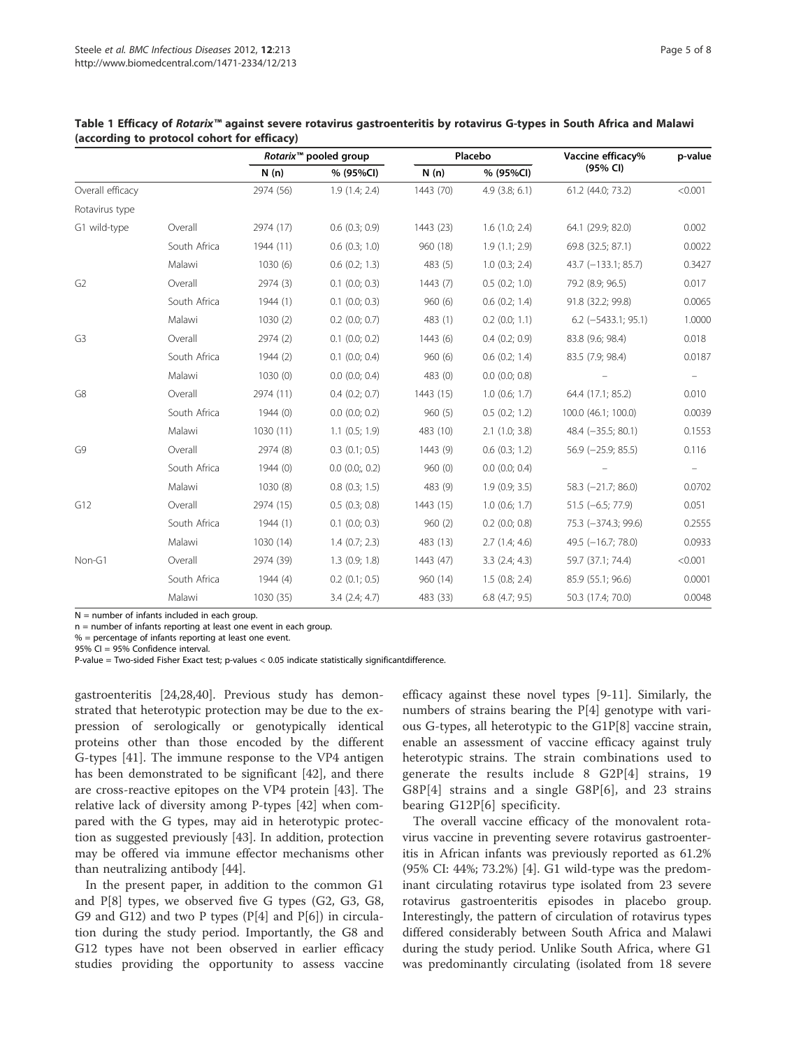**Table 1 Efficacy of *Rotarix*™ against severe rotavirus gastroenteritis by rotavirus G-types in South Africa and Malawi (according to protocol cohort for efficacy)**

| | | *Rotarix*™ pooled group | | Placebo | | Vaccine efficacy% (95% CI) | p-value |
|---|---|---|---|---|---|---|---|
| | | N (n) | % (95%CI) | N (n) | % (95%CI) | | |
| Overall efficacy | | 2974 (56) | 1.9 (1.4; 2.4) | 1443 (70) | 4.9 (3.8; 6.1) | 61.2 (44.0; 73.2) | <0.001 |
| Rotavirus type | | | | | | | |
| G1 wild-type | Overall | 2974 (17) | 0.6 (0.3; 0.9) | 1443 (23) | 1.6 (1.0; 2.4) | 64.1 (29.9; 82.0) | 0.002 |
| | South Africa | 1944 (11) | 0.6 (0.3; 1.0) | 960 (18) | 1.9 (1.1; 2.9) | 69.8 (32.5; 87.1) | 0.0022 |
| | Malawi | 1030 (6) | 0.6 (0.2; 1.3) | 483 (5) | 1.0 (0.3; 2.4) | 43.7 (−133.1; 85.7) | 0.3427 |
| G2 | Overall | 2974 (3) | 0.1 (0.0; 0.3) | 1443 (7) | 0.5 (0.2; 1.0) | 79.2 (8.9; 96.5) | 0.017 |
| | South Africa | 1944 (1) | 0.1 (0.0; 0.3) | 960 (6) | 0.6 (0.2; 1.4) | 91.8 (32.2; 99.8) | 0.0065 |
| | Malawi | 1030 (2) | 0.2 (0.0; 0.7) | 483 (1) | 0.2 (0.0; 1.1) | 6.2 (−5433.1; 95.1) | 1.0000 |
| G3 | Overall | 2974 (2) | 0.1 (0.0; 0.2) | 1443 (6) | 0.4 (0.2; 0.9) | 83.8 (9.6; 98.4) | 0.018 |
| | South Africa | 1944 (2) | 0.1 (0.0; 0.4) | 960 (6) | 0.6 (0.2; 1.4) | 83.5 (7.9; 98.4) | 0.0187 |
| | Malawi | 1030 (0) | 0.0 (0.0; 0.4) | 483 (0) | 0.0 (0.0; 0.8) | – | – |
| G8 | Overall | 2974 (11) | 0.4 (0.2; 0.7) | 1443 (15) | 1.0 (0.6; 1.7) | 64.4 (17.1; 85.2) | 0.010 |
| | South Africa | 1944 (0) | 0.0 (0.0; 0.2) | 960 (5) | 0.5 (0.2; 1.2) | 100.0 (46.1; 100.0) | 0.0039 |
| | Malawi | 1030 (11) | 1.1 (0.5; 1.9) | 483 (10) | 2.1 (1.0; 3.8) | 48.4 (−35.5; 80.1) | 0.1553 |
| G9 | Overall | 2974 (8) | 0.3 (0.1; 0.5) | 1443 (9) | 0.6 (0.3; 1.2) | 56.9 (−25.9; 85.5) | 0.116 |
| | South Africa | 1944 (0) | 0.0 (0.0;, 0.2) | 960 (0) | 0.0 (0.0; 0.4) | – | – |
| | Malawi | 1030 (8) | 0.8 (0.3; 1.5) | 483 (9) | 1.9 (0.9; 3.5) | 58.3 (−21.7; 86.0) | 0.0702 |
| G12 | Overall | 2974 (15) | 0.5 (0.3; 0.8) | 1443 (15) | 1.0 (0.6; 1.7) | 51.5 (−6.5; 77.9) | 0.051 |
| | South Africa | 1944 (1) | 0.1 (0.0; 0.3) | 960 (2) | 0.2 (0.0; 0.8) | 75.3 (−374.3; 99.6) | 0.2555 |
| | Malawi | 1030 (14) | 1.4 (0.7; 2.3) | 483 (13) | 2.7 (1.4; 4.6) | 49.5 (−16.7; 78.0) | 0.0933 |
| Non-G1 | Overall | 2974 (39) | 1.3 (0.9; 1.8) | 1443 (47) | 3.3 (2.4; 4.3) | 59.7 (37.1; 74.4) | <0.001 |
| | South Africa | 1944 (4) | 0.2 (0.1; 0.5) | 960 (14) | 1.5 (0.8; 2.4) | 85.9 (55.1; 96.6) | 0.0001 |
| | Malawi | 1030 (35) | 3.4 (2.4; 4.7) | 483 (33) | 6.8 (4.7; 9.5) | 50.3 (17.4; 70.0) | 0.0048 |

N = number of infants included in each group.
n = number of infants reporting at least one event in each group.
% = percentage of infants reporting at least one event.
95% CI = 95% Confidence interval.
P-value = Two-sided Fisher Exact test; p-values < 0.05 indicate statistically significantdifference.

gastroenteritis [24,28,40]. Previous study has demonstrated that heterotypic protection may be due to the expression of serologically or genotypically identical proteins other than those encoded by the different G-types [41]. The immune response to the VP4 antigen has been demonstrated to be significant [42], and there are cross-reactive epitopes on the VP4 protein [43]. The relative lack of diversity among P-types [42] when compared with the G types, may aid in heterotypic protection as suggested previously [43]. In addition, protection may be offered via immune effector mechanisms other than neutralizing antibody [44].

In the present paper, in addition to the common G1 and P[8] types, we observed five G types (G2, G3, G8, G9 and G12) and two P types (P[4] and P[6]) in circulation during the study period. Importantly, the G8 and G12 types have not been observed in earlier efficacy studies providing the opportunity to assess vaccine efficacy against these novel types [9-11]. Similarly, the numbers of strains bearing the P[4] genotype with various G-types, all heterotypic to the G1P[8] vaccine strain, enable an assessment of vaccine efficacy against truly heterotypic strains. The strain combinations used to generate the results include 8 G2P[4] strains, 19 G8P[4] strains and a single G8P[6], and 23 strains bearing G12P[6] specificity.

The overall vaccine efficacy of the monovalent rotavirus vaccine in preventing severe rotavirus gastroenteritis in African infants was previously reported as 61.2% (95% CI: 44%; 73.2%) [4]. G1 wild-type was the predominant circulating rotavirus type isolated from 23 severe rotavirus gastroenteritis episodes in placebo group. Interestingly, the pattern of circulation of rotavirus types differed considerably between South Africa and Malawi during the study period. Unlike South Africa, where G1 was predominantly circulating (isolated from 18 severe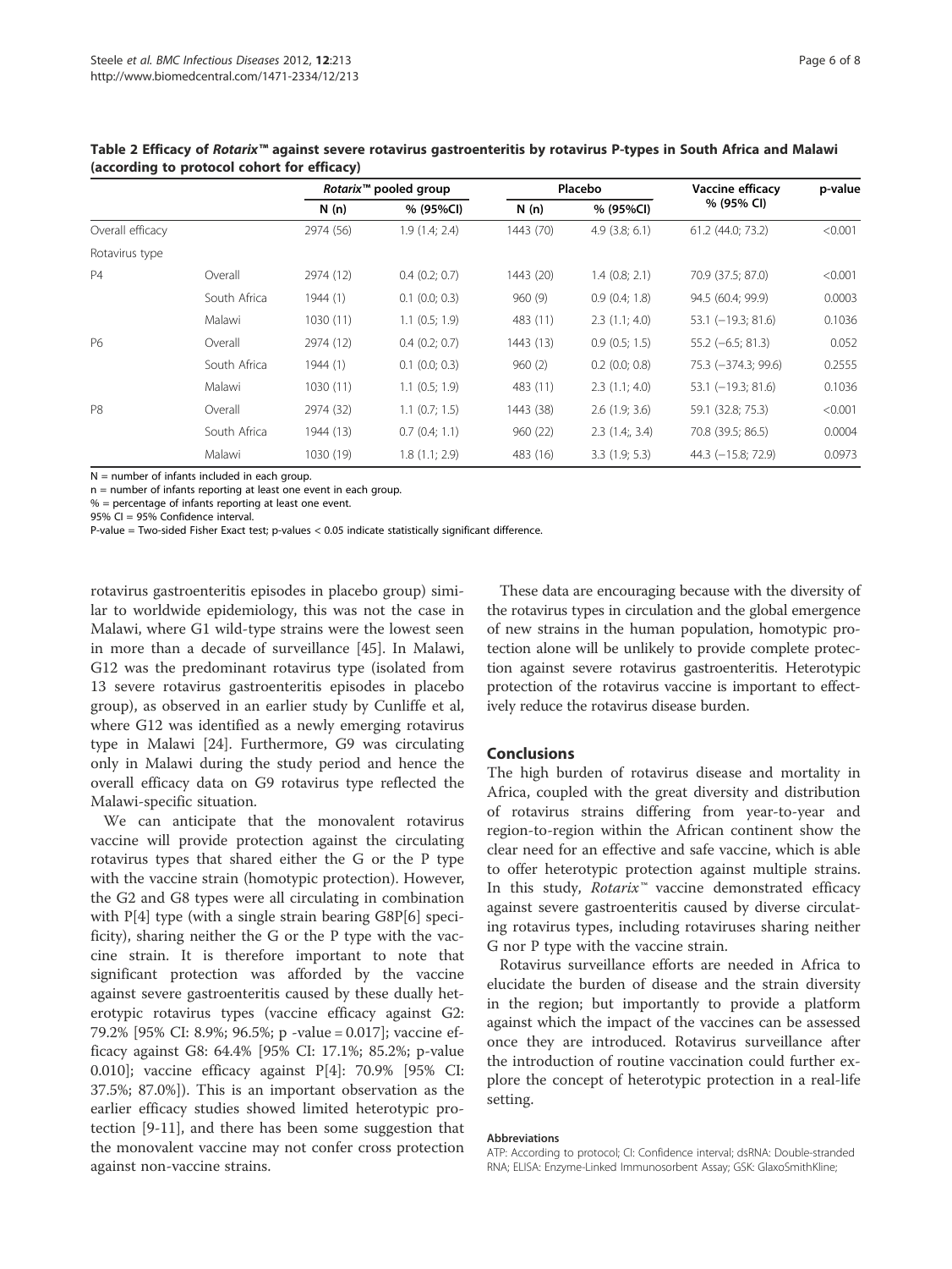**Table 2 Efficacy of *Rotarix*™ against severe rotavirus gastroenteritis by rotavirus P-types in South Africa and Malawi (according to protocol cohort for efficacy)**

| | | *Rotarix*™ pooled group | | Placebo | | Vaccine efficacy % (95% CI) | p-value |
|---|---|---|---|---|---|---|---|
| | | N (n) | % (95%CI) | N (n) | % (95%CI) | | |
| Overall efficacy | | 2974 (56) | 1.9 (1.4; 2.4) | 1443 (70) | 4.9 (3.8; 6.1) | 61.2 (44.0; 73.2) | <0.001 |
| Rotavirus type | | | | | | | |
| P4 | Overall | 2974 (12) | 0.4 (0.2; 0.7) | 1443 (20) | 1.4 (0.8; 2.1) | 70.9 (37.5; 87.0) | <0.001 |
| | South Africa | 1944 (1) | 0.1 (0.0; 0.3) | 960 (9) | 0.9 (0.4; 1.8) | 94.5 (60.4; 99.9) | 0.0003 |
| | Malawi | 1030 (11) | 1.1 (0.5; 1.9) | 483 (11) | 2.3 (1.1; 4.0) | 53.1 (−19.3; 81.6) | 0.1036 |
| P6 | Overall | 2974 (12) | 0.4 (0.2; 0.7) | 1443 (13) | 0.9 (0.5; 1.5) | 55.2 (−6.5; 81.3) | 0.052 |
| | South Africa | 1944 (1) | 0.1 (0.0; 0.3) | 960 (2) | 0.2 (0.0; 0.8) | 75.3 (−374.3; 99.6) | 0.2555 |
| | Malawi | 1030 (11) | 1.1 (0.5; 1.9) | 483 (11) | 2.3 (1.1; 4.0) | 53.1 (−19.3; 81.6) | 0.1036 |
| P8 | Overall | 2974 (32) | 1.1 (0.7; 1.5) | 1443 (38) | 2.6 (1.9; 3.6) | 59.1 (32.8; 75.3) | <0.001 |
| | South Africa | 1944 (13) | 0.7 (0.4; 1.1) | 960 (22) | 2.3 (1.4;, 3.4) | 70.8 (39.5; 86.5) | 0.0004 |
| | Malawi | 1030 (19) | 1.8 (1.1; 2.9) | 483 (16) | 3.3 (1.9; 5.3) | 44.3 (−15.8; 72.9) | 0.0973 |

N = number of infants included in each group.
n = number of infants reporting at least one event in each group.
% = percentage of infants reporting at least one event.
95% CI = 95% Confidence interval.
P-value = Two-sided Fisher Exact test; p-values < 0.05 indicate statistically significant difference.

rotavirus gastroenteritis episodes in placebo group) similar to worldwide epidemiology, this was not the case in Malawi, where G1 wild-type strains were the lowest seen in more than a decade of surveillance [45]. In Malawi, G12 was the predominant rotavirus type (isolated from 13 severe rotavirus gastroenteritis episodes in placebo group), as observed in an earlier study by Cunliffe et al, where G12 was identified as a newly emerging rotavirus type in Malawi [24]. Furthermore, G9 was circulating only in Malawi during the study period and hence the overall efficacy data on G9 rotavirus type reflected the Malawi-specific situation.

We can anticipate that the monovalent rotavirus vaccine will provide protection against the circulating rotavirus types that shared either the G or the P type with the vaccine strain (homotypic protection). However, the G2 and G8 types were all circulating in combination with P[4] type (with a single strain bearing G8P[6] specificity), sharing neither the G or the P type with the vaccine strain. It is therefore important to note that significant protection was afforded by the vaccine against severe gastroenteritis caused by these dually heterotypic rotavirus types (vaccine efficacy against G2: 79.2% [95% CI: 8.9%; 96.5%; p -value = 0.017]; vaccine efficacy against G8: 64.4% [95% CI: 17.1%; 85.2%; p-value 0.010]; vaccine efficacy against P[4]: 70.9% [95% CI: 37.5%; 87.0%]). This is an important observation as the earlier efficacy studies showed limited heterotypic protection [9-11], and there has been some suggestion that the monovalent vaccine may not confer cross protection against non-vaccine strains.

These data are encouraging because with the diversity of the rotavirus types in circulation and the global emergence of new strains in the human population, homotypic protection alone will be unlikely to provide complete protection against severe rotavirus gastroenteritis. Heterotypic protection of the rotavirus vaccine is important to effectively reduce the rotavirus disease burden.

## Conclusions

The high burden of rotavirus disease and mortality in Africa, coupled with the great diversity and distribution of rotavirus strains differing from year-to-year and region-to-region within the African continent show the clear need for an effective and safe vaccine, which is able to offer heterotypic protection against multiple strains. In this study, *Rotarix*™ vaccine demonstrated efficacy against severe gastroenteritis caused by diverse circulating rotavirus types, including rotaviruses sharing neither G nor P type with the vaccine strain.

Rotavirus surveillance efforts are needed in Africa to elucidate the burden of disease and the strain diversity in the region; but importantly to provide a platform against which the impact of the vaccines can be assessed once they are introduced. Rotavirus surveillance after the introduction of routine vaccination could further explore the concept of heterotypic protection in a real-life setting.

#### Abbreviations

ATP: According to protocol; CI: Confidence interval; dsRNA: Double-stranded RNA; ELISA: Enzyme-Linked Immunosorbent Assay; GSK: GlaxoSmithKline;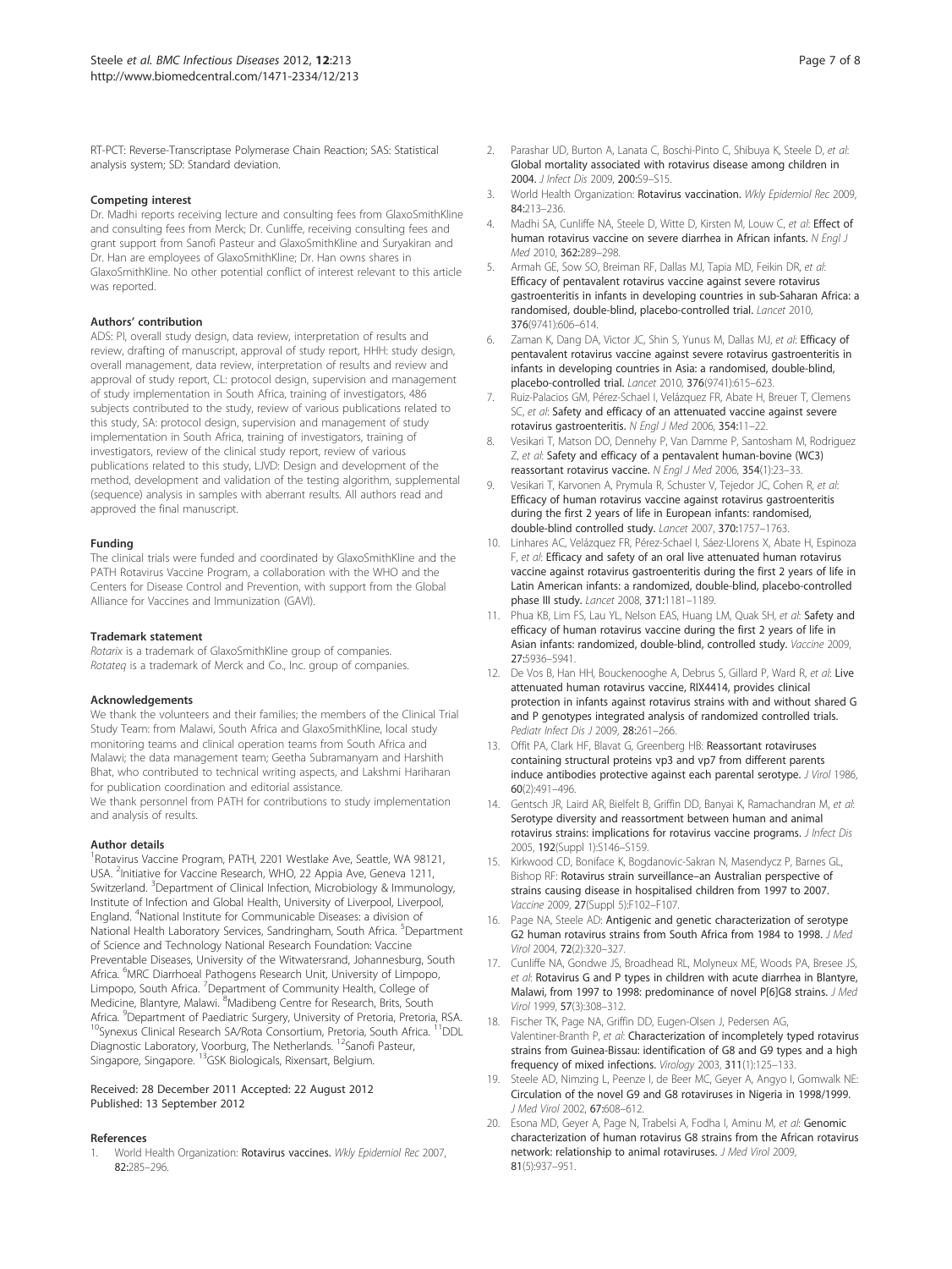RT-PCT: Reverse-Transcriptase Polymerase Chain Reaction; SAS: Statistical analysis system; SD: Standard deviation.

#### Competing interest

Dr. Madhi reports receiving lecture and consulting fees from GlaxoSmithKline and consulting fees from Merck; Dr. Cunliffe, receiving consulting fees and grant support from Sanofi Pasteur and GlaxoSmithKline and Suryakiran and Dr. Han are employees of GlaxoSmithKline; Dr. Han owns shares in GlaxoSmithKline. No other potential conflict of interest relevant to this article was reported.

#### Authors' contribution

ADS: PI, overall study design, data review, interpretation of results and review, drafting of manuscript, approval of study report, HHH: study design, overall management, data review, interpretation of results and review and approval of study report, CL: protocol design, supervision and management of study implementation in South Africa, training of investigators, 486 subjects contributed to the study, review of various publications related to this study, SA: protocol design, supervision and management of study implementation in South Africa, training of investigators, training of investigators, review of the clinical study report, review of various publications related to this study, LJVD: Design and development of the method, development and validation of the testing algorithm, supplemental (sequence) analysis in samples with aberrant results. All authors read and approved the final manuscript.

#### Funding

The clinical trials were funded and coordinated by GlaxoSmithKline and the PATH Rotavirus Vaccine Program, a collaboration with the WHO and the Centers for Disease Control and Prevention, with support from the Global Alliance for Vaccines and Immunization (GAVI).

#### Trademark statement

*Rotarix* is a trademark of GlaxoSmithKline group of companies.
*Rotateq* is a trademark of Merck and Co., Inc. group of companies.

#### Acknowledgements

We thank the volunteers and their families; the members of the Clinical Trial Study Team: from Malawi, South Africa and GlaxoSmithKline, local study monitoring teams and clinical operation teams from South Africa and Malawi; the data management team; Geetha Subramanyam and Harshith Bhat, who contributed to technical writing aspects, and Lakshmi Hariharan for publication coordination and editorial assistance.
We thank personnel from PATH for contributions to study implementation and analysis of results.

#### Author details

[1]Rotavirus Vaccine Program, PATH, 2201 Westlake Ave, Seattle, WA 98121, USA. [2]Initiative for Vaccine Research, WHO, 22 Appia Ave, Geneva 1211, Switzerland. [3]Department of Clinical Infection, Microbiology & Immunology, Institute of Infection and Global Health, University of Liverpool, Liverpool, England. [4]National Institute for Communicable Diseases: a division of National Health Laboratory Services, Sandringham, South Africa. [5]Department of Science and Technology National Research Foundation: Vaccine Preventable Diseases, University of the Witwatersrand, Johannesburg, South Africa. [6]MRC Diarrhoeal Pathogens Research Unit, University of Limpopo, Limpopo, South Africa. [7]Department of Community Health, College of Medicine, Blantyre, Malawi. [8]Madibeng Centre for Research, Brits, South Africa. [9]Department of Paediatric Surgery, University of Pretoria, Pretoria, RSA. [10]Synexus Clinical Research SA/Rota Consortium, Pretoria, South Africa. [11]DDL Diagnostic Laboratory, Voorburg, The Netherlands. [12]Sanofi Pasteur, Singapore, Singapore. [13]GSK Biologicals, Rixensart, Belgium.

Received: 28 December 2011 Accepted: 22 August 2012
Published: 13 September 2012

#### References

1. World Health Organization: **Rotavirus vaccines.** *Wkly Epidemiol Rec* 2007, **82:**285–296.
2. Parashar UD, Burton A, Lanata C, Boschi-Pinto C, Shibuya K, Steele D, *et al*: **Global mortality associated with rotavirus disease among children in 2004.** *J Infect Dis* 2009, **200:**S9–S15.
3. World Health Organization: **Rotavirus vaccination.** *Wkly Epidemiol Rec* 2009, **84:**213–236.
4. Madhi SA, Cunliffe NA, Steele D, Witte D, Kirsten M, Louw C, *et al*: **Effect of human rotavirus vaccine on severe diarrhea in African infants.** *N Engl J Med* 2010, **362:**289–298.
5. Armah GE, Sow SO, Breiman RF, Dallas MJ, Tapia MD, Feikin DR, *et al*: **Efficacy of pentavalent rotavirus vaccine against severe rotavirus gastroenteritis in infants in developing countries in sub-Saharan Africa: a randomised, double-blind, placebo-controlled trial.** *Lancet* 2010, **376**(9741):606–614.
6. Zaman K, Dang DA, Victor JC, Shin S, Yunus M, Dallas MJ, *et al*: **Efficacy of pentavalent rotavirus vaccine against severe rotavirus gastroenteritis in infants in developing countries in Asia: a randomised, double-blind, placebo-controlled trial.** *Lancet* 2010, **376**(9741):615–623.
7. Ruiz-Palacios GM, Pérez-Schael I, Velázquez FR, Abate H, Breuer T, Clemens SC, *et al*: **Safety and efficacy of an attenuated vaccine against severe rotavirus gastroenteritis.** *N Engl J Med* 2006, **354:**11–22.
8. Vesikari T, Matson DO, Dennehy P, Van Damme P, Santosham M, Rodriguez Z, *et al*: **Safety and efficacy of a pentavalent human-bovine (WC3) reassortant rotavirus vaccine.** *N Engl J Med* 2006, **354**(1):23–33.
9. Vesikari T, Karvonen A, Prymula R, Schuster V, Tejedor JC, Cohen R, *et al*: **Efficacy of human rotavirus vaccine against rotavirus gastroenteritis during the first 2 years of life in European infants: randomised, double-blind controlled study.** *Lancet* 2007, **370:**1757–1763.
10. Linhares AC, Velázquez FR, Pérez-Schael I, Sáez-Llorens X, Abate H, Espinoza F, *et al*: **Efficacy and safety of an oral live attenuated human rotavirus vaccine against rotavirus gastroenteritis during the first 2 years of life in Latin American infants: a randomized, double-blind, placebo-controlled phase III study.** *Lancet* 2008, **371:**1181–1189.
11. Phua KB, Lim FS, Lau YL, Nelson EAS, Huang LM, Quak SH, *et al*: **Safety and efficacy of human rotavirus vaccine during the first 2 years of life in Asian infants: randomized, double-blind, controlled study.** *Vaccine* 2009, **27:**5936–5941.
12. De Vos B, Han HH, Bouckenooghe A, Debrus S, Gillard P, Ward R, *et al*: **Live attenuated human rotavirus vaccine, RIX4414, provides clinical protection in infants against rotavirus strains with and without shared G and P genotypes integrated analysis of randomized controlled trials.** *Pediatr Infect Dis J* 2009, **28:**261–266.
13. Offit PA, Clark HF, Blavat G, Greenberg HB: **Reassortant rotaviruses containing structural proteins vp3 and vp7 from different parents induce antibodies protective against each parental serotype.** *J Virol* 1986, **60**(2):491–496.
14. Gentsch JR, Laird AR, Bielfelt B, Griffin DD, Banyai K, Ramachandran M, *et al*: **Serotype diversity and reassortment between human and animal rotavirus strains: implications for rotavirus vaccine programs.** *J Infect Dis* 2005, **192**(Suppl 1):S146–S159.
15. Kirkwood CD, Boniface K, Bogdanovic-Sakran N, Masendycz P, Barnes GL, Bishop RF: **Rotavirus strain surveillance–an Australian perspective of strains causing disease in hospitalised children from 1997 to 2007.** *Vaccine* 2009, **27**(Suppl 5):F102–F107.
16. Page NA, Steele AD: **Antigenic and genetic characterization of serotype G2 human rotavirus strains from South Africa from 1984 to 1998.** *J Med Virol* 2004, **72**(2):320–327.
17. Cunliffe NA, Gondwe JS, Broadhead RL, Molyneux ME, Woods PA, Bresee JS, *et al*: **Rotavirus G and P types in children with acute diarrhea in Blantyre, Malawi, from 1997 to 1998: predominance of novel P[6]G8 strains.** *J Med Virol* 1999, **57**(3):308–312.
18. Fischer TK, Page NA, Griffin DD, Eugen-Olsen J, Pedersen AG, Valentiner-Branth P, *et al*: **Characterization of incompletely typed rotavirus strains from Guinea-Bissau: identification of G8 and G9 types and a high frequency of mixed infections.** *Virology* 2003, **311**(1):125–133.
19. Steele AD, Nimzing L, Peenze I, de Beer MC, Geyer A, Angyo I, Gomwalk NE: **Circulation of the novel G9 and G8 rotaviruses in Nigeria in 1998/1999.** *J Med Virol* 2002, **67:**608–612.
20. Esona MD, Geyer A, Page N, Trabelsi A, Fodha I, Aminu M, *et al*: **Genomic characterization of human rotavirus G8 strains from the African rotavirus network: relationship to animal rotaviruses.** *J Med Virol* 2009, **81**(5):937–951.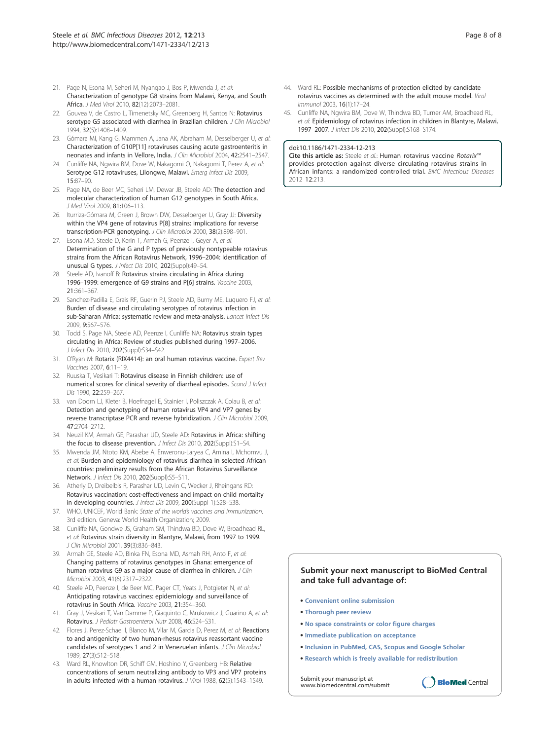21. Page N, Esona M, Seheri M, Nyangao J, Bos P, Mwenda J, *et al*: Characterization of genotype G8 strains from Malawi, Kenya, and South Africa. *J Med Virol* 2010, **82**(12):2073–2081.
22. Gouvea V, de Castro L, Timenetsky MC, Greenberg H, Santos N: Rotavirus serotype G5 associated with diarrhea in Brazilian children. *J Clin Microbiol* 1994, **32**(5):1408–1409.
23. Gómara MI, Kang G, Mammen A, Jana AK, Abraham M, Desselberger U, *et al*: Characterization of G10P[11] rotaviruses causing acute gastroenteritis in neonates and infants in Vellore, India. *J Clin Microbiol* 2004, **42**:2541–2547.
24. Cunliffe NA, Ngwira BM, Dove W, Nakagomi O, Nakagomi T, Perez A, *et al*: Serotype G12 rotaviruses, Lilongwe, Malawi. *Emerg Infect Dis* 2009, **15**:87–90.
25. Page NA, de Beer MC, Seheri LM, Dewar JB, Steele AD: The detection and molecular characterization of human G12 genotypes in South Africa. *J Med Virol* 2009, **81**:106–113.
26. Iturriza-Gómara M, Green J, Brown DW, Desselberger U, Gray JJ: Diversity within the VP4 gene of rotavirus P[8] strains: implications for reverse transcription-PCR genotyping. *J Clin Microbiol* 2000, **38**(2):898–901.
27. Esona MD, Steele D, Kerin T, Armah G, Peenze I, Geyer A, *et al*: Determination of the G and P types of previously nontypeable rotavirus strains from the African Rotavirus Network, 1996–2004: Identification of unusual G types. *J Infect Dis* 2010, **202**(Suppl):49–54.
28. Steele AD, Ivanoff B: Rotavirus strains circulating in Africa during 1996–1999: emergence of G9 strains and P[6] strains. *Vaccine* 2003, **21**:361–367.
29. Sanchez-Padilla E, Grais RF, Guerin PJ, Steele AD, Burny ME, Luquero FJ, *et al*: Burden of disease and circulating serotypes of rotavirus infection in sub-Saharan Africa: systematic review and meta-analysis. *Lancet Infect Dis* 2009, **9**:567–576.
30. Todd S, Page NA, Steele AD, Peenze I, Cunliffe NA: Rotavirus strain types circulating in Africa: Review of studies published during 1997–2006. *J Infect Dis* 2010, **202**(Suppl):S34–S42.
31. O'Ryan M: Rotarix (RIX4414): an oral human rotavirus vaccine. *Expert Rev Vaccines* 2007, **6**:11–19.
32. Ruuska T, Vesikari T: Rotavirus disease in Finnish children: use of numerical scores for clinical severity of diarrheal episodes. *Scand J Infect Dis* 1990, **22**:259–267.
33. van Doorn LJ, Kleter B, Hoefnagel E, Stainier I, Poliszczak A, Colau B, *et al*: Detection and genotyping of human rotavirus VP4 and VP7 genes by reverse transcriptase PCR and reverse hybridization. *J Clin Microbiol* 2009, **47**:2704–2712.
34. Neuzil KM, Armah GE, Parashar UD, Steele AD: Rotavirus in Africa: shifting the focus to disease prevention. *J Infect Dis* 2010, **202**(Suppl):S1–S4.
35. Mwenda JM, Ntoto KM, Abebe A, Enweronu-Laryea C, Amina I, Mchomvu J, *et al*: Burden and epidemiology of rotavirus diarrhea in selected African countries: preliminary results from the African Rotavirus Surveillance Network. *J Infect Dis* 2010, **202**(Suppl):S5–S11.
36. Atherly D, Dreibelbis R, Parashar UD, Levin C, Wecker J, Rheingans RD: Rotavirus vaccination: cost-effectiveness and impact on child mortality in developing countries. *J Infect Dis* 2009, **200**(Suppl 1):S28–S38.
37. WHO, UNICEF, World Bank: *State of the world's vaccines and immunization*. 3rd edition. Geneva: World Health Organization; 2009.
38. Cunliffe NA, Gondwe JS, Graham SM, Thindwa BD, Dove W, Broadhead RL, *et al*: Rotavirus strain diversity in Blantyre, Malawi, from 1997 to 1999. *J Clin Microbiol* 2001, **39**(3):836–843.
39. Armah GE, Steele AD, Binka FN, Esona MD, Asmah RH, Anto F, *et al*: Changing patterns of rotavirus genotypes in Ghana: emergence of human rotavirus G9 as a major cause of diarrhea in children. *J Clin Microbiol* 2003, **41**(6):2317–2322.
40. Steele AD, Peenze I, de Beer MC, Pager CT, Yeats J, Potgieter N, *et al*: Anticipating rotavirus vaccines: epidemiology and surveillance of rotavirus in South Africa. *Vaccine* 2003, **21**:354–360.
41. Gray J, Vesikari T, Van Damme P, Giaquinto C, Mrukowicz J, Guarino A, *et al*: Rotavirus. *J Pediatr Gastroenterol Nutr* 2008, **46**:S24–S31.
42. Flores J, Perez-Schael I, Blanco M, Vilar M, Garcia D, Perez M, *et al*: Reactions to and antigenicity of two human-rhesus rotavirus reassortant vaccine candidates of serotypes 1 and 2 in Venezuelan infants. *J Clin Microbiol* 1989, **27**(3):512–518.
43. Ward RL, Knowlton DR, Schiff GM, Hoshino Y, Greenberg HB: Relative concentrations of serum neutralizing antibody to VP3 and VP7 proteins in adults infected with a human rotavirus. *J Virol* 1988, **62**(5):1543–1549.
44. Ward RL: Possible mechanisms of protection elicited by candidate rotavirus vaccines as determined with the adult mouse model. *Viral Immunol* 2003, **16**(1):17–24.
45. Cunliffe NA, Ngwira BM, Dove W, Thindwa BD, Turner AM, Broadhead RL, *et al*: Epidemiology of rotavirus infection in children in Blantyre, Malawi, 1997–2007. *J Infect Dis* 2010, **202**(Suppl):S168–S174.

doi:10.1186/1471-2334-12-213

**Cite this article as:** Steele *et al.*: Human rotavirus vaccine *Rotarix*™ provides protection against diverse circulating rotavirus strains in African infants: a randomized controlled trial. *BMC Infectious Diseases* 2012 **12**:213.

**Submit your next manuscript to BioMed Central and take full advantage of:**

- **Convenient online submission**
- **Thorough peer review**
- **No space constraints or color figure charges**
- **Immediate publication on acceptance**
- **Inclusion in PubMed, CAS, Scopus and Google Scholar**
- **Research which is freely available for redistribution**

Submit your manuscript at www.biomedcentral.com/submit

BioMed Central